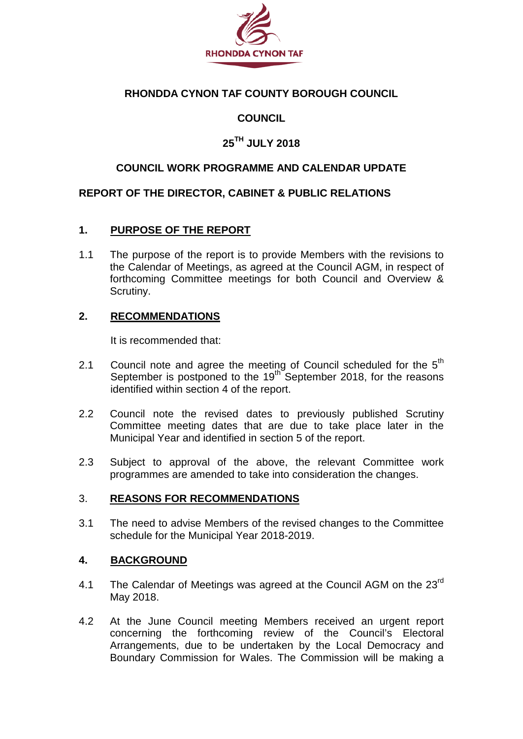RHONDDA CYNON TAF

**RHONDDA CYNON TAF COUNTY BOROUGH COUNCIL**

**COUNCIL**

**25TH JULY 2018**

**COUNCIL WORK PROGRAMME AND CALENDAR UPDATE**

**REPORT OF THE DIRECTOR, CABINET & PUBLIC RELATIONS**

## 1. PURPOSE OF THE REPORT

1.1 The purpose of the report is to provide Members with the revisions to the Calendar of Meetings, as agreed at the Council AGM, in respect of forthcoming Committee meetings for both Council and Overview & Scrutiny.

## 2. RECOMMENDATIONS

It is recommended that:

2.1 Council note and agree the meeting of Council scheduled for the 5th September is postponed to the 19th September 2018, for the reasons identified within section 4 of the report.

2.2 Council note the revised dates to previously published Scrutiny Committee meeting dates that are due to take place later in the Municipal Year and identified in section 5 of the report.

2.3 Subject to approval of the above, the relevant Committee work programmes are amended to take into consideration the changes.

## 3. REASONS FOR RECOMMENDATIONS

3.1 The need to advise Members of the revised changes to the Committee schedule for the Municipal Year 2018-2019.

## 4. BACKGROUND

4.1 The Calendar of Meetings was agreed at the Council AGM on the 23rd May 2018.

4.2 At the June Council meeting Members received an urgent report concerning the forthcoming review of the Council's Electoral Arrangements, due to be undertaken by the Local Democracy and Boundary Commission for Wales. The Commission will be making a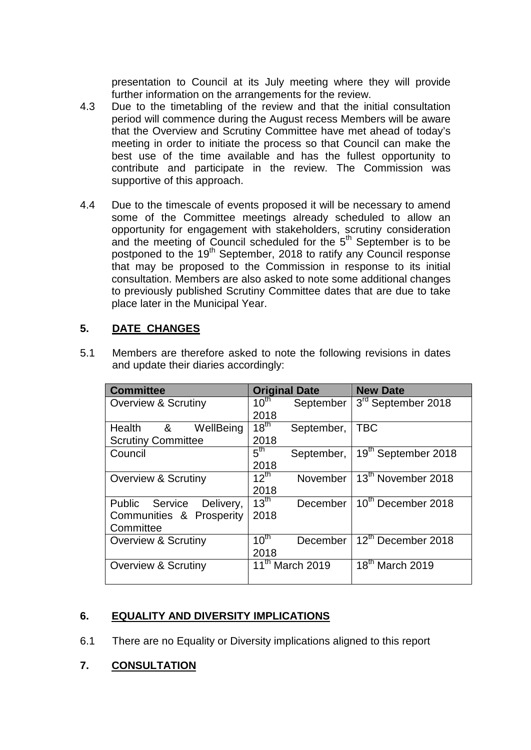presentation to Council at its July meeting where they will provide further information on the arrangements for the review.

4.3 Due to the timetabling of the review and that the initial consultation period will commence during the August recess Members will be aware that the Overview and Scrutiny Committee have met ahead of today's meeting in order to initiate the process so that Council can make the best use of the time available and has the fullest opportunity to contribute and participate in the review. The Commission was supportive of this approach.

4.4 Due to the timescale of events proposed it will be necessary to amend some of the Committee meetings already scheduled to allow an opportunity for engagement with stakeholders, scrutiny consideration and the meeting of Council scheduled for the 5th September is to be postponed to the 19th September, 2018 to ratify any Council response that may be proposed to the Commission in response to its initial consultation. Members are also asked to note some additional changes to previously published Scrutiny Committee dates that are due to take place later in the Municipal Year.

## 5. DATE CHANGES

5.1 Members are therefore asked to note the following revisions in dates and update their diaries accordingly:

| Committee | Original Date | New Date |
|---|---|---|
| Overview & Scrutiny | 10th September 2018 | 3rd September 2018 |
| Health & WellBeing Scrutiny Committee | 18th September, 2018 | TBC |
| Council | 5th September, 2018 | 19th September 2018 |
| Overview & Scrutiny | 12th November 2018 | 13th November 2018 |
| Public Service Delivery, Communities & Prosperity Committee | 13th December 2018 | 10th December 2018 |
| Overview & Scrutiny | 10th December 2018 | 12th December 2018 |
| Overview & Scrutiny | 11th March 2019 | 18th March 2019 |

## 6. EQUALITY AND DIVERSITY IMPLICATIONS

6.1 There are no Equality or Diversity implications aligned to this report

## 7. CONSULTATION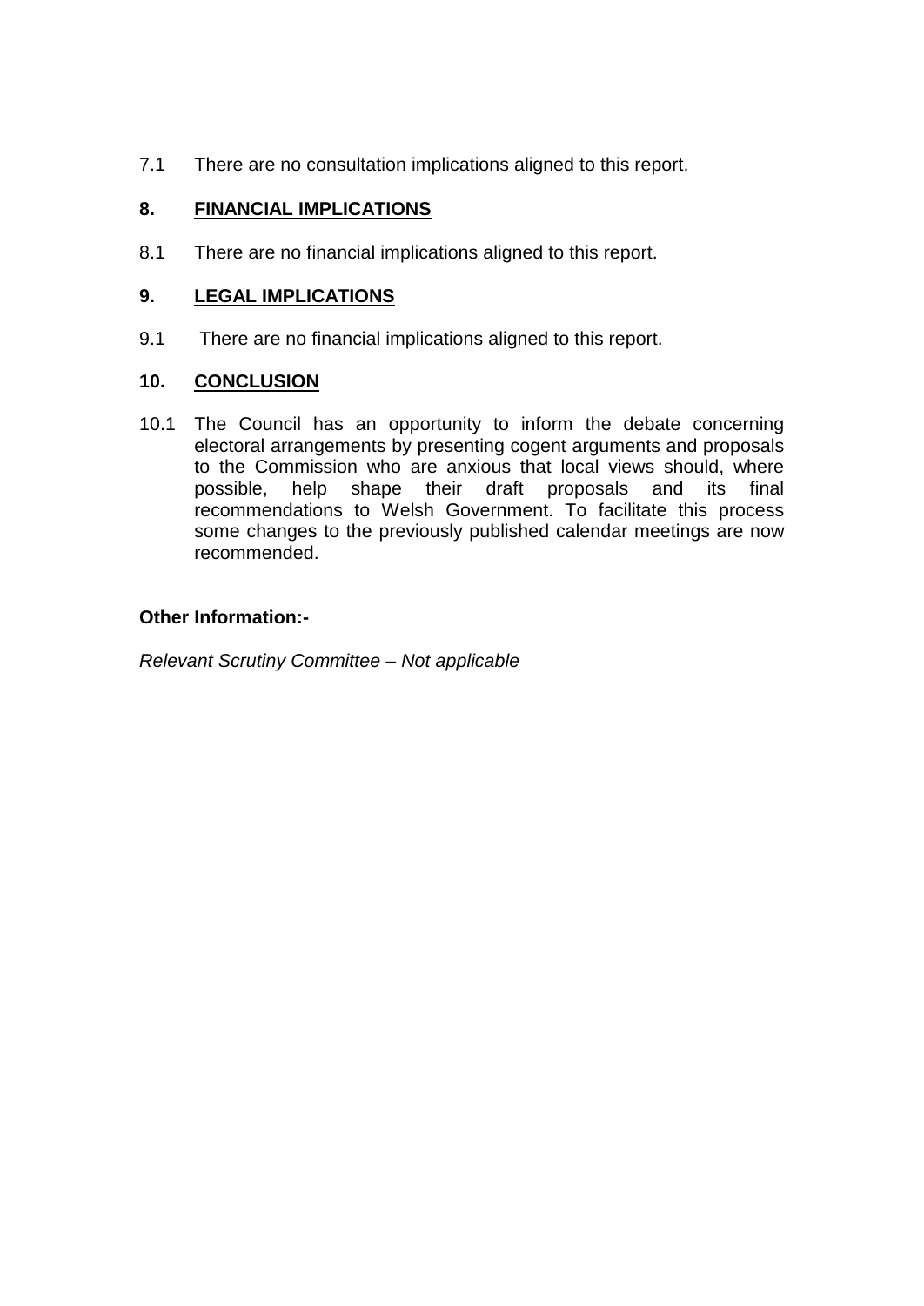7.1 There are no consultation implications aligned to this report.

## 8. FINANCIAL IMPLICATIONS

8.1 There are no financial implications aligned to this report.

## 9. LEGAL IMPLICATIONS

9.1 There are no financial implications aligned to this report.

## 10. CONCLUSION

10.1 The Council has an opportunity to inform the debate concerning electoral arrangements by presenting cogent arguments and proposals to the Commission who are anxious that local views should, where possible, help shape their draft proposals and its final recommendations to Welsh Government. To facilitate this process some changes to the previously published calendar meetings are now recommended.

**Other Information:-**

*Relevant Scrutiny Committee – Not applicable*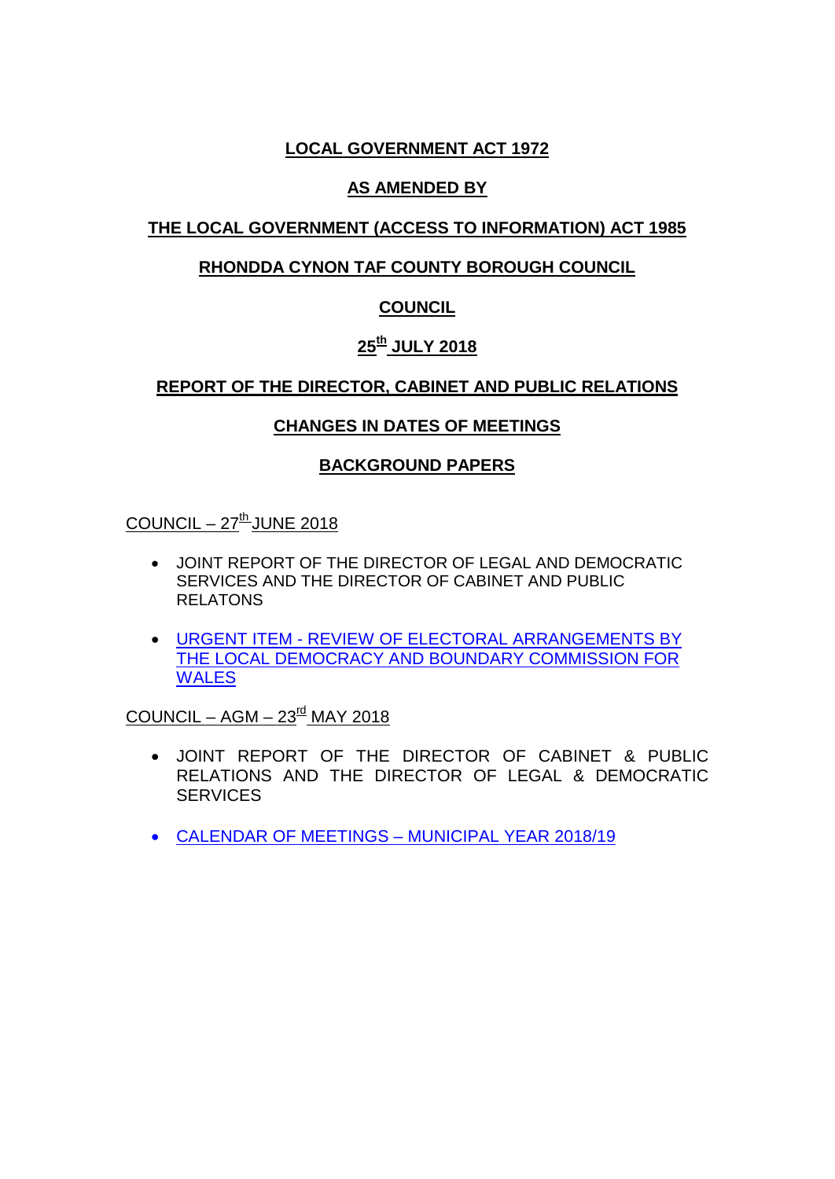**LOCAL GOVERNMENT ACT 1972**

**AS AMENDED BY**

**THE LOCAL GOVERNMENT (ACCESS TO INFORMATION) ACT 1985**

**RHONDDA CYNON TAF COUNTY BOROUGH COUNCIL**

**COUNCIL**

**25th JULY 2018**

**REPORT OF THE DIRECTOR, CABINET AND PUBLIC RELATIONS**

**CHANGES IN DATES OF MEETINGS**

**BACKGROUND PAPERS**

COUNCIL – 27th JUNE 2018

- JOINT REPORT OF THE DIRECTOR OF LEGAL AND DEMOCRATIC SERVICES AND THE DIRECTOR OF CABINET AND PUBLIC RELATONS
- URGENT ITEM - REVIEW OF ELECTORAL ARRANGEMENTS BY THE LOCAL DEMOCRACY AND BOUNDARY COMMISSION FOR WALES

COUNCIL – AGM – 23rd MAY 2018

- JOINT REPORT OF THE DIRECTOR OF CABINET & PUBLIC RELATIONS AND THE DIRECTOR OF LEGAL & DEMOCRATIC SERVICES
- CALENDAR OF MEETINGS – MUNICIPAL YEAR 2018/19